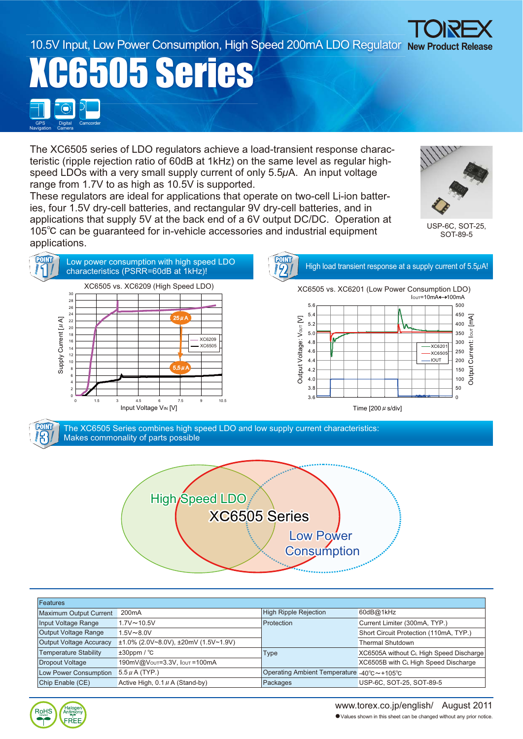# XC6505 Series

10.5V Input, Low Power Consumption, High Speed 200mA LDO Regulator

TOREX New Product Release

GPS Navigation | Digital Camera | Camcorder

The XC6505 series of LDO regulators achieve a load-transient response characteristic (ripple rejection ratio of 60dB at 1kHz) on the same level as regular high-speed LDOs with a very small supply current of only 5.5μA. An input voltage range from 1.7V to as high as 10.5V is supported.
These regulators are ideal for applications that operate on two-cell Li-ion batteries, four 1.5V dry-cell batteries, and rectangular 9V dry-cell batteries, and in applications that supply 5V at the back end of a 6V output DC/DC. Operation at 105℃ can be guaranteed for in-vehicle accessories and industrial equipment applications.

USP-6C, SOT-25, SOT-89-5

## POINT 1: Low power consumption with high speed LDO characteristics (PSRR=60dB at 1kHz)!

XC6505 vs. XC6209 (High Speed LDO)

Supply Current [μA] vs. Input Voltage $V_{IN}$ [V]: XC6209 25μA, XC6505 5.5μA

## POINT 2: High load transient response at a supply current of 5.5μA!

XC6505 vs. XC6201 (Low Power Consumption LDO)

$I_{OUT}$=10mA↔100mA

Output Voltage: $V_{OUT}$ [V], Output Current: $I_{OUT}$ [mA], Time [200μs/div]

## POINT 3: The XC6505 Series combines high speed LDO and low supply current characteristics: Makes commonality of parts possible

High Speed LDO / XC6505 Series / Low Power Consumption

| Features | | | |
|---|---|---|---|
| Maximum Output Current | 200mA | High Ripple Rejection | 60dB@1kHz |
| Input Voltage Range | 1.7V～10.5V | Protection | Current Limiter (300mA, TYP.) |
| Output Voltage Range | 1.5V～8.0V | | Short Circuit Protection (110mA, TYP.) |
| Output Voltage Accuracy | ±1.0% (2.0V~8.0V), ±20mV (1.5V~1.9V) | | Thermal Shutdown |
| Temperature Stability | ±30ppm / ℃ | Type | XC6505A without $C_L$ High Speed Discharge |
| Dropout Voltage | 190mV@$V_{OUT}$=3.3V, $I_{OUT}$=100mA | | XC6505B with $C_L$ High Speed Discharge |
| Low Power Consumption | 5.5μA (TYP.) | Operating Ambient Temperature | -40℃～+105℃ |
| Chip Enable (CE) | Active High, 0.1μA (Stand-by) | Packages | USP-6C, SOT-25, SOT-89-5 |

RoHS Compliant / Halogen Antimony FREE

www.torex.co.jp/english/ August 2011

●Values shown in this sheet can be changed without any prior notice.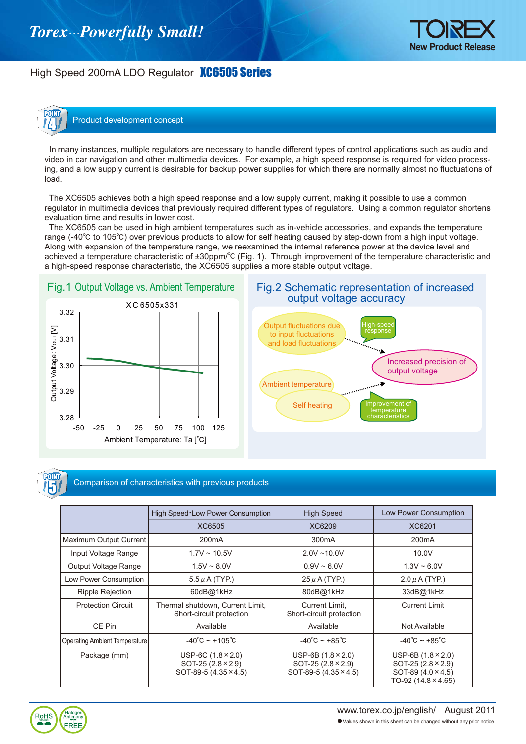High Speed 200mA LDO Regulator **XC6505 Series**

## POINT 4 Product development concept

In many instances, multiple regulators are necessary to handle different types of control applications such as audio and video in car navigation and other multimedia devices. For example, a high speed response is required for video processing, and a low supply current is desirable for backup power supplies for which there are normally almost no fluctuations of load.

The XC6505 achieves both a high speed response and a low supply current, making it possible to use a common regulator in multimedia devices that previously required different types of regulators. Using a common regulator shortens evaluation time and results in lower cost.

The XC6505 can be used in high ambient temperatures such as in-vehicle accessories, and expands the temperature range (-40℃ to 105℃) over previous products to allow for self heating caused by step-down from a high input voltage. Along with expansion of the temperature range, we reexamined the internal reference power at the device level and achieved a temperature characteristic of ±30ppm/℃ (Fig. 1). Through improvement of the temperature characteristic and a high-speed response characteristic, the XC6505 supplies a more stable output voltage.

### Fig.1 Output Voltage vs. Ambient Temperature

XC6505x331

Output Voltage: $V_{OUT}$ [V]

3.32
3.31
3.30
3.29
3.28

-50 -25 0 25 50 75 100 125

Ambient Temperature: Ta [℃]

### Fig.2 Schematic representation of increased output voltage accuracy

Output fluctuations due to input fluctuations and load fluctuations

High-speed response

Increased precision of output voltage

Ambient temperature

Self heating

Improvement of temperature characteristics

## POINT 5 Comparison of characteristics with previous products

| | High Speed･Low Power Consumption | High Speed | Low Power Consumption |
|---|---|---|---|
| | XC6505 | XC6209 | XC6201 |
| Maximum Output Current | 200mA | 300mA | 200mA |
| Input Voltage Range | 1.7V ~ 10.5V | 2.0V ~10.0V | 10.0V |
| Output Voltage Range | 1.5V ~ 8.0V | 0.9V ~ 6.0V | 1.3V ~ 6.0V |
| Low Power Consumption | 5.5μA (TYP.) | 25μA (TYP.) | 2.0μA (TYP.) |
| Ripple Rejection | 60dB@1kHz | 80dB@1kHz | 33dB@1kHz |
| Protection Circuit | Thermal shutdown, Current Limit, Short-circuit protection | Current Limit, Short-circuit protection | Current Limit |
| CE Pin | Available | Available | Not Available |
| Operating Ambient Temperature | -40℃ ~ +105℃ | -40℃ ~ +85℃ | -40℃ ~ +85℃ |
| Package (mm) | USP-6C (1.8×2.0) SOT-25 (2.8×2.9) SOT-89-5 (4.35×4.5) | USP-6B (1.8×2.0) SOT-25 (2.8×2.9) SOT-89-5 (4.35×4.5) | USP-6B (1.8×2.0) SOT-25 (2.8×2.9) SOT-89 (4.0×4.5) TO-92 (14.8×4.65) |

www.torex.co.jp/english/ August 2011

●Values shown in this sheet can be changed without any prior notice.